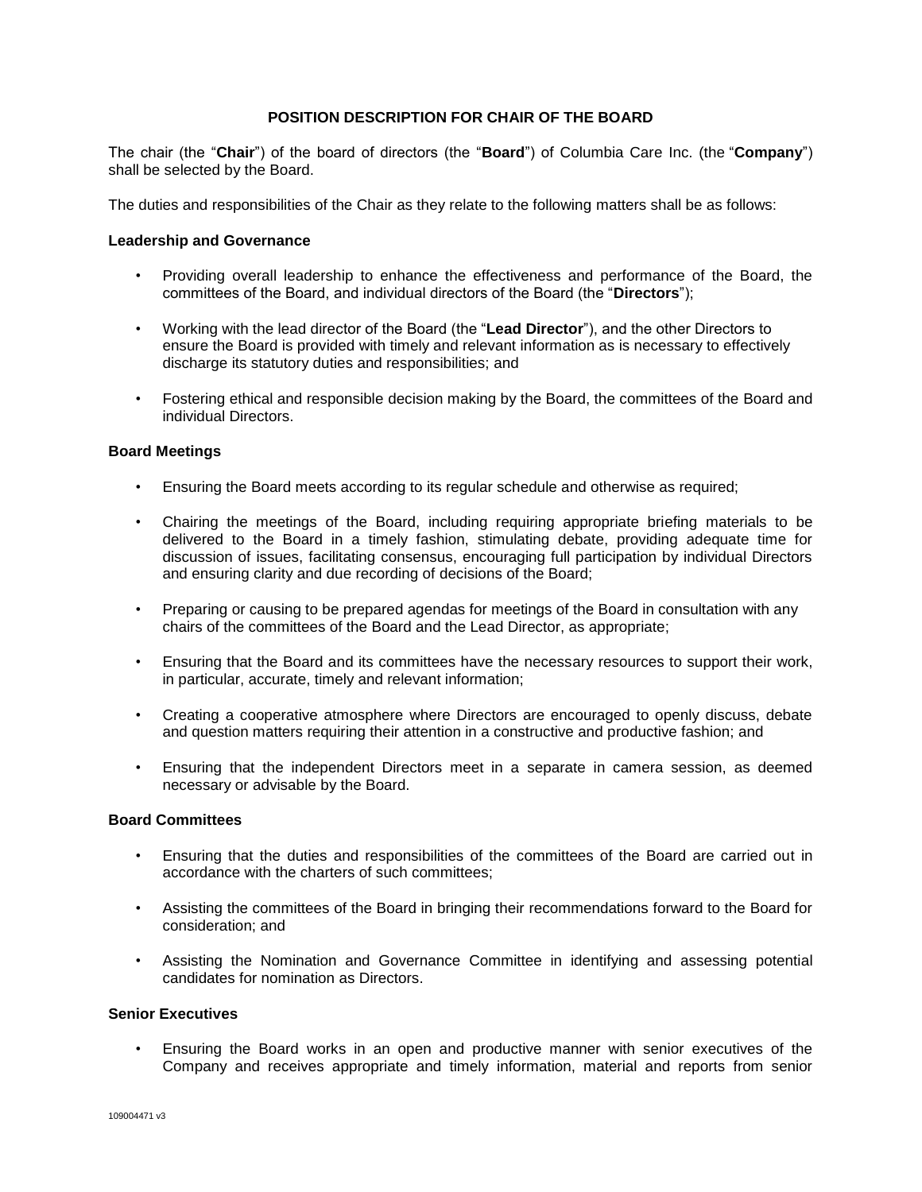# POSITION DESCRIPTION FOR CHAIR OF THE BOARD

The chair (the "**Chair**") of the board of directors (the "**Board**") of Columbia Care Inc. (the "**Company**") shall be selected by the Board.

The duties and responsibilities of the Chair as they relate to the following matters shall be as follows:

## Leadership and Governance

- Providing overall leadership to enhance the effectiveness and performance of the Board, the committees of the Board, and individual directors of the Board (the "**Directors**");
- Working with the lead director of the Board (the "**Lead Director**"), and the other Directors to ensure the Board is provided with timely and relevant information as is necessary to effectively discharge its statutory duties and responsibilities; and
- Fostering ethical and responsible decision making by the Board, the committees of the Board and individual Directors.

## Board Meetings

- Ensuring the Board meets according to its regular schedule and otherwise as required;
- Chairing the meetings of the Board, including requiring appropriate briefing materials to be delivered to the Board in a timely fashion, stimulating debate, providing adequate time for discussion of issues, facilitating consensus, encouraging full participation by individual Directors and ensuring clarity and due recording of decisions of the Board;
- Preparing or causing to be prepared agendas for meetings of the Board in consultation with any chairs of the committees of the Board and the Lead Director, as appropriate;
- Ensuring that the Board and its committees have the necessary resources to support their work, in particular, accurate, timely and relevant information;
- Creating a cooperative atmosphere where Directors are encouraged to openly discuss, debate and question matters requiring their attention in a constructive and productive fashion; and
- Ensuring that the independent Directors meet in a separate in camera session, as deemed necessary or advisable by the Board.

## Board Committees

- Ensuring that the duties and responsibilities of the committees of the Board are carried out in accordance with the charters of such committees;
- Assisting the committees of the Board in bringing their recommendations forward to the Board for consideration; and
- Assisting the Nomination and Governance Committee in identifying and assessing potential candidates for nomination as Directors.

## Senior Executives

- Ensuring the Board works in an open and productive manner with senior executives of the Company and receives appropriate and timely information, material and reports from senior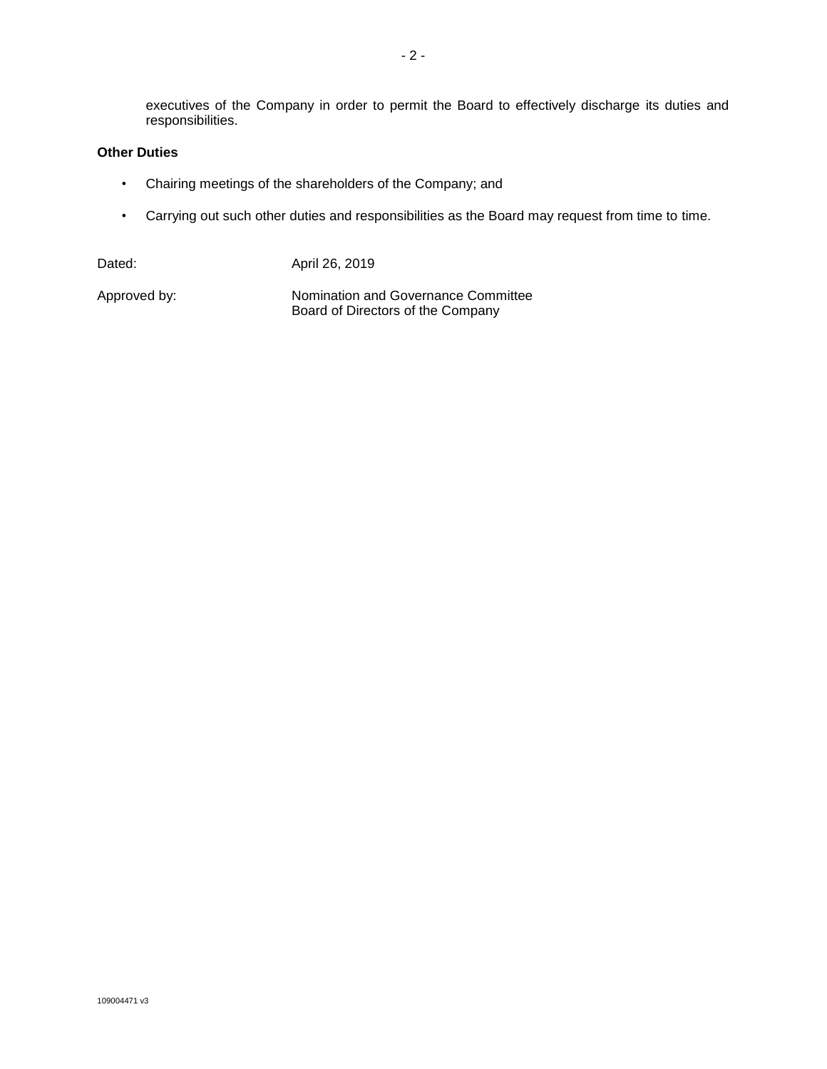executives of the Company in order to permit the Board to effectively discharge its duties and responsibilities.

**Other Duties**

- Chairing meetings of the shareholders of the Company; and
- Carrying out such other duties and responsibilities as the Board may request from time to time.

| | |
|---|---|
| Dated: | April 26, 2019 |
| Approved by: | Nomination and Governance Committee<br>Board of Directors of the Company |

109004471 v3